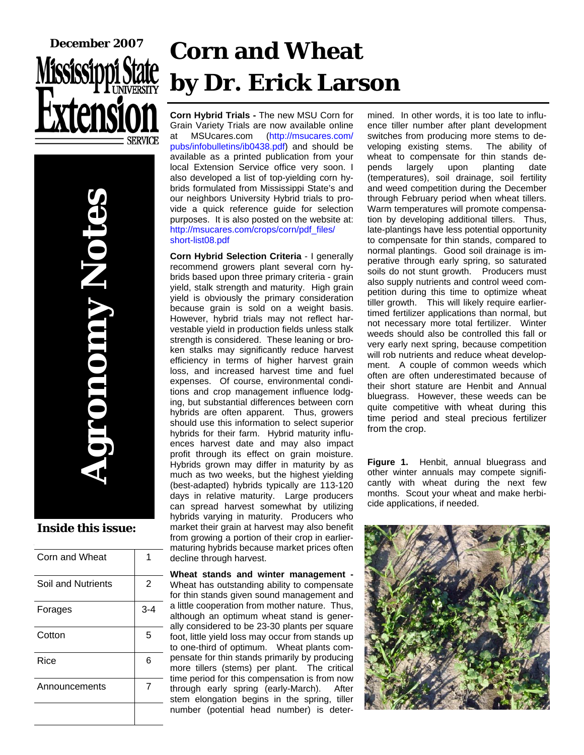December 2007

Mississippi State University Extension Service

# Agronomy Notes

**Inside this issue:**

| | |
|---|---|
| Corn and Wheat | 1 |
| Soil and Nutrients | 2 |
| Forages | 3-4 |
| Cotton | 5 |
| Rice | 6 |
| Announcements | 7 |

# Corn and Wheat by Dr. Erick Larson

**Corn Hybrid Trials -** The new MSU Corn for Grain Variety Trials are now available online at MSUcares.com (http://msucares.com/pubs/infobulletins/ib0438.pdf) and should be available as a printed publication from your local Extension Service office very soon. I also developed a list of top-yielding corn hybrids formulated from Mississippi State's and our neighbors University Hybrid trials to provide a quick reference guide for selection purposes. It is also posted on the website at: http://msucares.com/crops/corn/pdf_files/short-list08.pdf

**Corn Hybrid Selection Criteria** - I generally recommend growers plant several corn hybrids based upon three primary criteria - grain yield, stalk strength and maturity. High grain yield is obviously the primary consideration because grain is sold on a weight basis. However, hybrid trials may not reflect harvestable yield in production fields unless stalk strength is considered. These leaning or broken stalks may significantly reduce harvest efficiency in terms of higher harvest grain loss, and increased harvest time and fuel expenses. Of course, environmental conditions and crop management influence lodging, but substantial differences between corn hybrids are often apparent. Thus, growers should use this information to select superior hybrids for their farm. Hybrid maturity influences harvest date and may also impact profit through its effect on grain moisture. Hybrids grown may differ in maturity by as much as two weeks, but the highest yielding (best-adapted) hybrids typically are 113-120 days in relative maturity. Large producers can spread harvest somewhat by utilizing hybrids varying in maturity. Producers who market their grain at harvest may also benefit from growing a portion of their crop in earlier-maturing hybrids because market prices often decline through harvest.

**Wheat stands and winter management -** Wheat has outstanding ability to compensate for thin stands given sound management and a little cooperation from mother nature. Thus, although an optimum wheat stand is generally considered to be 23-30 plants per square foot, little yield loss may occur from stands up to one-third of optimum. Wheat plants compensate for thin stands primarily by producing more tillers (stems) per plant. The critical time period for this compensation is from now through early spring (early-March). After stem elongation begins in the spring, tiller number (potential head number) is determined. In other words, it is too late to influence tiller number after plant development switches from producing more stems to developing existing stems. The ability of wheat to compensate for thin stands depends largely upon planting date (temperatures), soil drainage, soil fertility and weed competition during the December through February period when wheat tillers. Warm temperatures will promote compensation by developing additional tillers. Thus, late-plantings have less potential opportunity to compensate for thin stands, compared to normal plantings. Good soil drainage is imperative through early spring, so saturated soils do not stunt growth. Producers must also supply nutrients and control weed competition during this time to optimize wheat tiller growth. This will likely require earlier-timed fertilizer applications than normal, but not necessary more total fertilizer. Winter weeds should also be controlled this fall or very early next spring, because competition will rob nutrients and reduce wheat development. A couple of common weeds which often are often underestimated because of their short stature are Henbit and Annual bluegrass. However, these weeds can be quite competitive with wheat during this time period and steal precious fertilizer from the crop.

**Figure 1.** Henbit, annual bluegrass and other winter annuals may compete significantly with wheat during the next few months. Scout your wheat and make herbicide applications, if needed.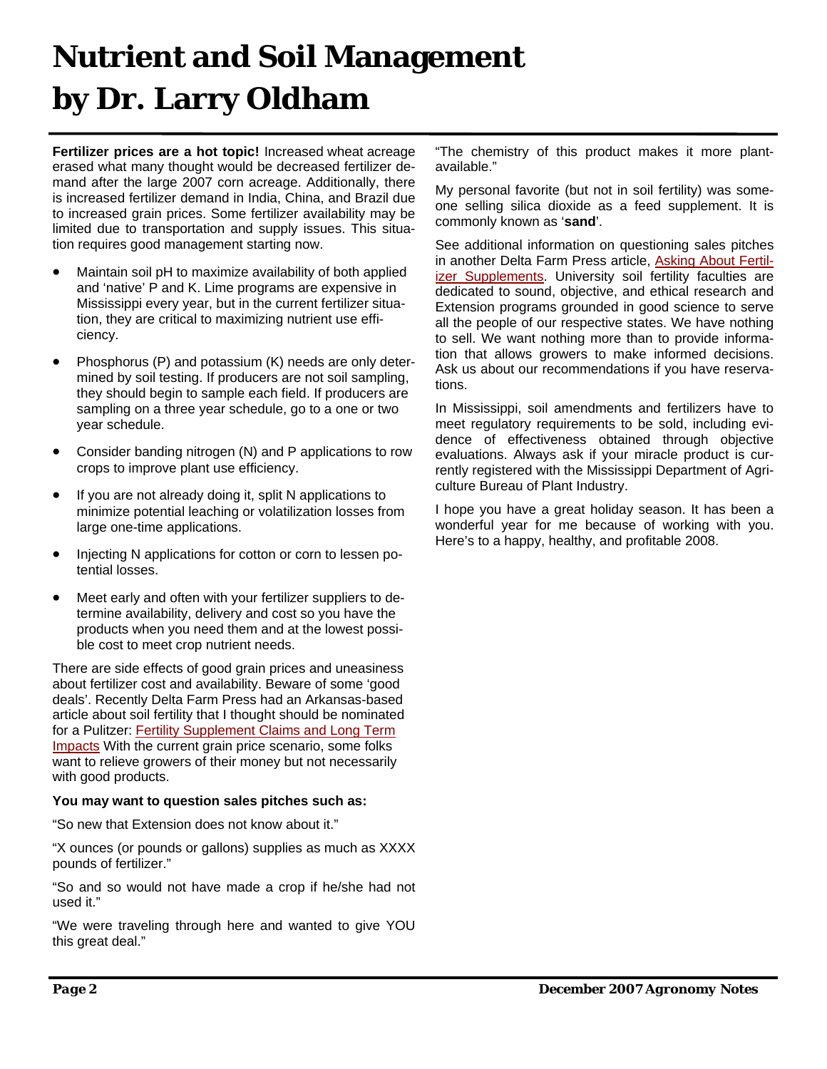# Nutrient and Soil Management by Dr. Larry Oldham

**Fertilizer prices are a hot topic!** Increased wheat acreage erased what many thought would be decreased fertilizer demand after the large 2007 corn acreage. Additionally, there is increased fertilizer demand in India, China, and Brazil due to increased grain prices. Some fertilizer availability may be limited due to transportation and supply issues. This situation requires good management starting now.

- Maintain soil pH to maximize availability of both applied and 'native' P and K. Lime programs are expensive in Mississippi every year, but in the current fertilizer situation, they are critical to maximizing nutrient use efficiency.
- Phosphorus (P) and potassium (K) needs are only determined by soil testing. If producers are not soil sampling, they should begin to sample each field. If producers are sampling on a three year schedule, go to a one or two year schedule.
- Consider banding nitrogen (N) and P applications to row crops to improve plant use efficiency.
- If you are not already doing it, split N applications to minimize potential leaching or volatilization losses from large one-time applications.
- Injecting N applications for cotton or corn to lessen potential losses.
- Meet early and often with your fertilizer suppliers to determine availability, delivery and cost so you have the products when you need them and at the lowest possible cost to meet crop nutrient needs.

There are side effects of good grain prices and uneasiness about fertilizer cost and availability. Beware of some 'good deals'. Recently Delta Farm Press had an Arkansas-based article about soil fertility that I thought should be nominated for a Pulitzer: Fertility Supplement Claims and Long Term Impacts With the current grain price scenario, some folks want to relieve growers of their money but not necessarily with good products.

**You may want to question sales pitches such as:**

"So new that Extension does not know about it."

"X ounces (or pounds or gallons) supplies as much as XXXX pounds of fertilizer."

"So and so would not have made a crop if he/she had not used it."

"We were traveling through here and wanted to give YOU this great deal."

"The chemistry of this product makes it more plant-available."

My personal favorite (but not in soil fertility) was someone selling silica dioxide as a feed supplement. It is commonly known as '**sand**'.

See additional information on questioning sales pitches in another Delta Farm Press article, Asking About Fertilizer Supplements. University soil fertility faculties are dedicated to sound, objective, and ethical research and Extension programs grounded in good science to serve all the people of our respective states. We have nothing to sell. We want nothing more than to provide information that allows growers to make informed decisions. Ask us about our recommendations if you have reservations.

In Mississippi, soil amendments and fertilizers have to meet regulatory requirements to be sold, including evidence of effectiveness obtained through objective evaluations. Always ask if your miracle product is currently registered with the Mississippi Department of Agriculture Bureau of Plant Industry.

I hope you have a great holiday season. It has been a wonderful year for me because of working with you. Here's to a happy, healthy, and profitable 2008.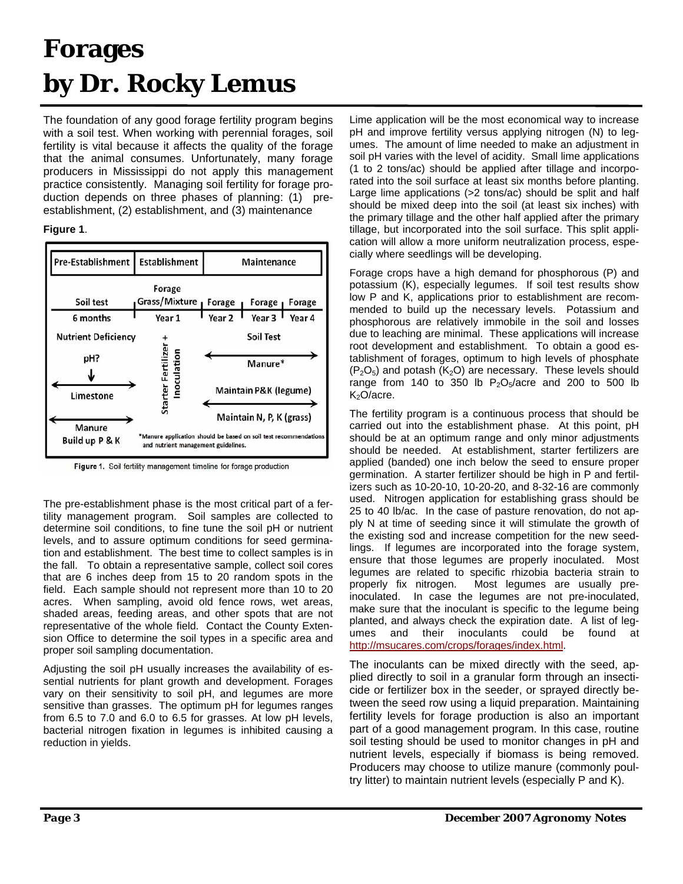# Forages
# by Dr. Rocky Lemus

The foundation of any good forage fertility program begins with a soil test. When working with perennial forages, soil fertility is vital because it affects the quality of the forage that the animal consumes. Unfortunately, many forage producers in Mississippi do not apply this management practice consistently. Managing soil fertility for forage production depends on three phases of planning: (1) pre-establishment, (2) establishment, and (3) maintenance

**Figure 1**.

Figure 1. Soil fertility management timeline for forage production

The pre-establishment phase is the most critical part of a fertility management program. Soil samples are collected to determine soil conditions, to fine tune the soil pH or nutrient levels, and to assure optimum conditions for seed germination and establishment. The best time to collect samples is in the fall. To obtain a representative sample, collect soil cores that are 6 inches deep from 15 to 20 random spots in the field. Each sample should not represent more than 10 to 20 acres. When sampling, avoid old fence rows, wet areas, shaded areas, feeding areas, and other spots that are not representative of the whole field. Contact the County Extension Office to determine the soil types in a specific area and proper soil sampling documentation.

Adjusting the soil pH usually increases the availability of essential nutrients for plant growth and development. Forages vary on their sensitivity to soil pH, and legumes are more sensitive than grasses. The optimum pH for legumes ranges from 6.5 to 7.0 and 6.0 to 6.5 for grasses. At low pH levels, bacterial nitrogen fixation in legumes is inhibited causing a reduction in yields.

Lime application will be the most economical way to increase pH and improve fertility versus applying nitrogen (N) to legumes. The amount of lime needed to make an adjustment in soil pH varies with the level of acidity. Small lime applications (1 to 2 tons/ac) should be applied after tillage and incorporated into the soil surface at least six months before planting. Large lime applications (>2 tons/ac) should be split and half should be mixed deep into the soil (at least six inches) with the primary tillage and the other half applied after the primary tillage, but incorporated into the soil surface. This split application will allow a more uniform neutralization process, especially where seedlings will be developing.

Forage crops have a high demand for phosphorous (P) and potassium (K), especially legumes. If soil test results show low P and K, applications prior to establishment are recommended to build up the necessary levels. Potassium and phosphorous are relatively immobile in the soil and losses due to leaching are minimal. These applications will increase root development and establishment. To obtain a good establishment of forages, optimum to high levels of phosphate ($P_2O_5$) and potash ($K_2O$) are necessary. These levels should range from 140 to 350 lb $P_2O_5$/acre and 200 to 500 lb $K_2O$/acre.

The fertility program is a continuous process that should be carried out into the establishment phase. At this point, pH should be at an optimum range and only minor adjustments should be needed. At establishment, starter fertilizers are applied (banded) one inch below the seed to ensure proper germination. A starter fertilizer should be high in P and fertilizers such as 10-20-10, 10-20-20, and 8-32-16 are commonly used. Nitrogen application for establishing grass should be 25 to 40 lb/ac. In the case of pasture renovation, do not apply N at time of seeding since it will stimulate the growth of the existing sod and increase competition for the new seedlings. If legumes are incorporated into the forage system, ensure that those legumes are properly inoculated. Most legumes are related to specific rhizobia bacteria strain to properly fix nitrogen. Most legumes are usually pre-inoculated. In case the legumes are not pre-inoculated, make sure that the inoculant is specific to the legume being planted, and always check the expiration date. A list of legumes and their inoculants could be found at http://msucares.com/crops/forages/index.html.

The inoculants can be mixed directly with the seed, applied directly to soil in a granular form through an insecticide or fertilizer box in the seeder, or sprayed directly between the seed row using a liquid preparation. Maintaining fertility levels for forage production is also an important part of a good management program. In this case, routine soil testing should be used to monitor changes in pH and nutrient levels, especially if biomass is being removed. Producers may choose to utilize manure (commonly poultry litter) to maintain nutrient levels (especially P and K).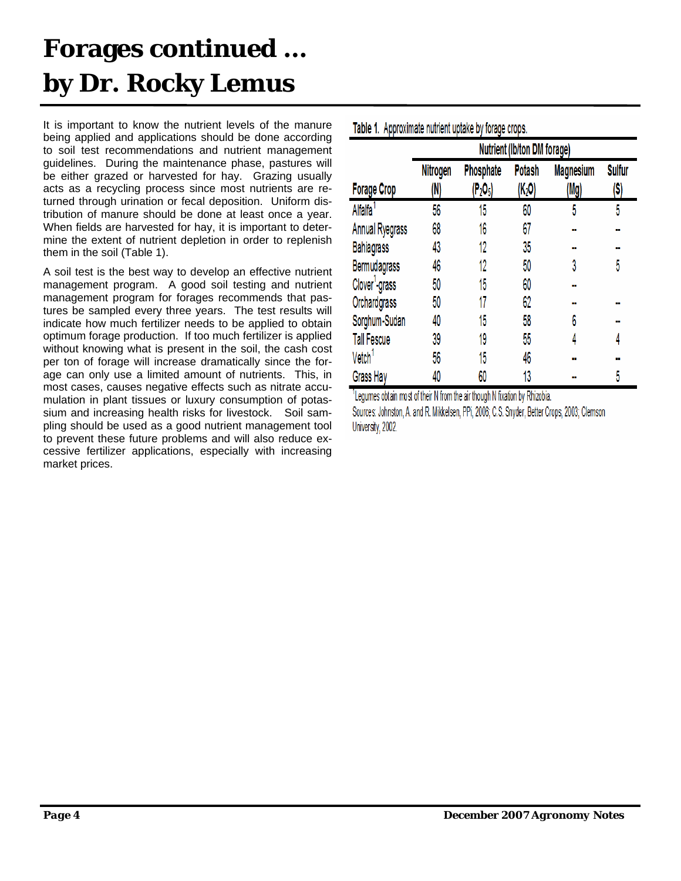# Forages continued ... by Dr. Rocky Lemus

It is important to know the nutrient levels of the manure being applied and applications should be done according to soil test recommendations and nutrient management guidelines. During the maintenance phase, pastures will be either grazed or harvested for hay. Grazing usually acts as a recycling process since most nutrients are returned through urination or fecal deposition. Uniform distribution of manure should be done at least once a year. When fields are harvested for hay, it is important to determine the extent of nutrient depletion in order to replenish them in the soil (Table 1).

A soil test is the best way to develop an effective nutrient management program. A good soil testing and nutrient management program for forages recommends that pastures be sampled every three years. The test results will indicate how much fertilizer needs to be applied to obtain optimum forage production. If too much fertilizer is applied without knowing what is present in the soil, the cash cost per ton of forage will increase dramatically since the forage can only use a limited amount of nutrients. This, in most cases, causes negative effects such as nitrate accumulation in plant tissues or luxury consumption of potassium and increasing health risks for livestock. Soil sampling should be used as a good nutrient management tool to prevent these future problems and will also reduce excessive fertilizer applications, especially with increasing market prices.

**Table 1.** Approximate nutrient uptake by forage crops.

| | Nutrient (lb/ton DM forage) | | | | |
|---|---|---|---|---|---|
| Forage Crop | Nitrogen (N) | Phosphate ($P_2O_5$) | Potash ($K_2O$) | Magnesium (Mg) | Sulfur (S) |
| Alfalfa[1] | 56 | 15 | 60 | 5 | 5 |
| Annual Ryegrass | 68 | 16 | 67 | -- | -- |
| Bahiagrass | 43 | 12 | 35 | -- | -- |
| Bermudagrass | 46 | 12 | 50 | 3 | 5 |
| Clover[1]-grass | 50 | 15 | 60 | -- | |
| Orchardgrass | 50 | 17 | 62 | -- | -- |
| Sorghum-Sudan | 40 | 15 | 58 | 6 | -- |
| Tall Fescue | 39 | 19 | 55 | 4 | 4 |
| Vetch[1] | 56 | 15 | 46 | -- | -- |
| Grass Hay | 40 | 60 | 13 | -- | 5 |

[1]Legumes obtain most of their N from the air though N fixation by Rhizobia.

Sources: Johnston, A. and R. Mikkelsen, PPi, 2006; C.S. Snyder, Better Crops, 2003; Clemson University, 2002.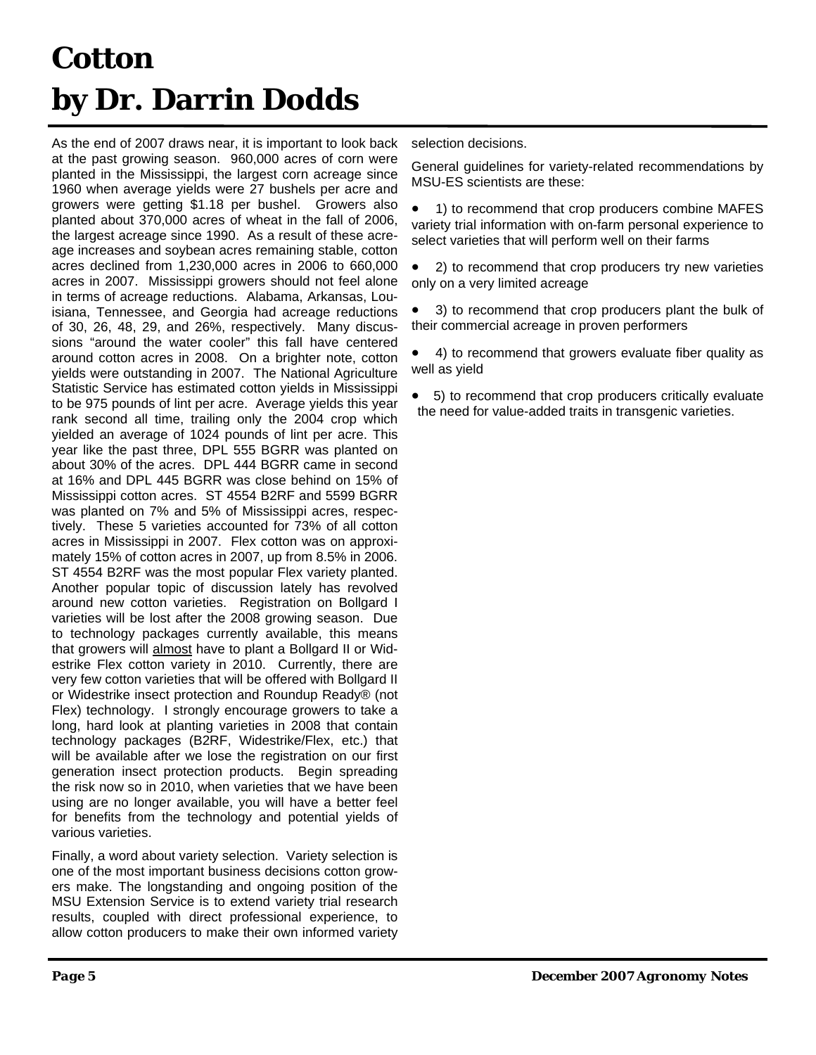# Cotton by Dr. Darrin Dodds

As the end of 2007 draws near, it is important to look back at the past growing season. 960,000 acres of corn were planted in the Mississippi, the largest corn acreage since 1960 when average yields were 27 bushels per acre and growers were getting $1.18 per bushel. Growers also planted about 370,000 acres of wheat in the fall of 2006, the largest acreage since 1990. As a result of these acreage increases and soybean acres remaining stable, cotton acres declined from 1,230,000 acres in 2006 to 660,000 acres in 2007. Mississippi growers should not feel alone in terms of acreage reductions. Alabama, Arkansas, Louisiana, Tennessee, and Georgia had acreage reductions of 30, 26, 48, 29, and 26%, respectively. Many discussions "around the water cooler" this fall have centered around cotton acres in 2008. On a brighter note, cotton yields were outstanding in 2007. The National Agriculture Statistic Service has estimated cotton yields in Mississippi to be 975 pounds of lint per acre. Average yields this year rank second all time, trailing only the 2004 crop which yielded an average of 1024 pounds of lint per acre. This year like the past three, DPL 555 BGRR was planted on about 30% of the acres. DPL 444 BGRR came in second at 16% and DPL 445 BGRR was close behind on 15% of Mississippi cotton acres. ST 4554 B2RF and 5599 BGRR was planted on 7% and 5% of Mississippi acres, respectively. These 5 varieties accounted for 73% of all cotton acres in Mississippi in 2007. Flex cotton was on approximately 15% of cotton acres in 2007, up from 8.5% in 2006. ST 4554 B2RF was the most popular Flex variety planted. Another popular topic of discussion lately has revolved around new cotton varieties. Registration on Bollgard I varieties will be lost after the 2008 growing season. Due to technology packages currently available, this means that growers will <u>almost</u> have to plant a Bollgard II or Widestrike Flex cotton variety in 2010. Currently, there are very few cotton varieties that will be offered with Bollgard II or Widestrike insect protection and Roundup Ready® (not Flex) technology. I strongly encourage growers to take a long, hard look at planting varieties in 2008 that contain technology packages (B2RF, Widestrike/Flex, etc.) that will be available after we lose the registration on our first generation insect protection products. Begin spreading the risk now so in 2010, when varieties that we have been using are no longer available, you will have a better feel for benefits from the technology and potential yields of various varieties.

Finally, a word about variety selection. Variety selection is one of the most important business decisions cotton growers make. The longstanding and ongoing position of the MSU Extension Service is to extend variety trial research results, coupled with direct professional experience, to allow cotton producers to make their own informed variety selection decisions.

General guidelines for variety-related recommendations by MSU-ES scientists are these:

- 1) to recommend that crop producers combine MAFES variety trial information with on-farm personal experience to select varieties that will perform well on their farms
- 2) to recommend that crop producers try new varieties only on a very limited acreage
- 3) to recommend that crop producers plant the bulk of their commercial acreage in proven performers
- 4) to recommend that growers evaluate fiber quality as well as yield
- 5) to recommend that crop producers critically evaluate the need for value-added traits in transgenic varieties.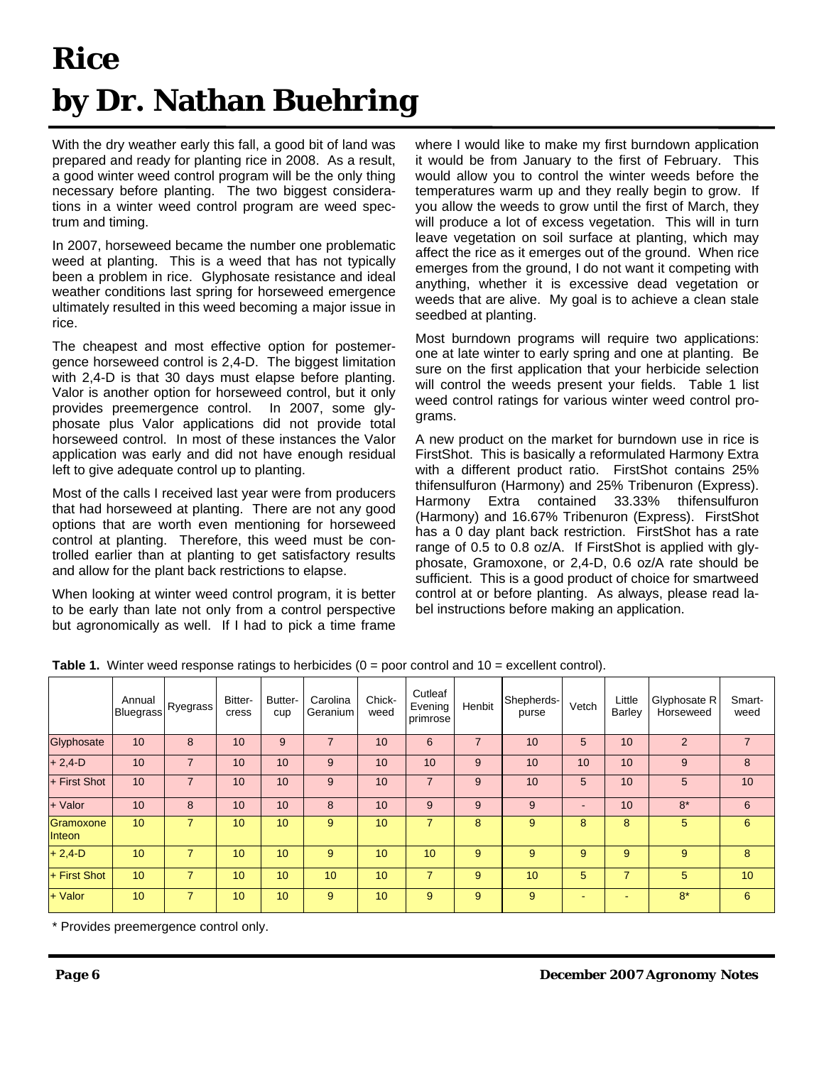# Rice
# by Dr. Nathan Buehring

With the dry weather early this fall, a good bit of land was prepared and ready for planting rice in 2008. As a result, a good winter weed control program will be the only thing necessary before planting. The two biggest considerations in a winter weed control program are weed spectrum and timing.

In 2007, horseweed became the number one problematic weed at planting. This is a weed that has not typically been a problem in rice. Glyphosate resistance and ideal weather conditions last spring for horseweed emergence ultimately resulted in this weed becoming a major issue in rice.

The cheapest and most effective option for postemergence horseweed control is 2,4-D. The biggest limitation with 2,4-D is that 30 days must elapse before planting. Valor is another option for horseweed control, but it only provides preemergence control. In 2007, some glyphosate plus Valor applications did not provide total horseweed control. In most of these instances the Valor application was early and did not have enough residual left to give adequate control up to planting.

Most of the calls I received last year were from producers that had horseweed at planting. There are not any good options that are worth even mentioning for horseweed control at planting. Therefore, this weed must be controlled earlier than at planting to get satisfactory results and allow for the plant back restrictions to elapse.

When looking at winter weed control program, it is better to be early than late not only from a control perspective but agronomically as well. If I had to pick a time frame where I would like to make my first burndown application it would be from January to the first of February. This would allow you to control the winter weeds before the temperatures warm up and they really begin to grow. If you allow the weeds to grow until the first of March, they will produce a lot of excess vegetation. This will in turn leave vegetation on soil surface at planting, which may affect the rice as it emerges out of the ground. When rice emerges from the ground, I do not want it competing with anything, whether it is excessive dead vegetation or weeds that are alive. My goal is to achieve a clean stale seedbed at planting.

Most burndown programs will require two applications: one at late winter to early spring and one at planting. Be sure on the first application that your herbicide selection will control the weeds present your fields. Table 1 list weed control ratings for various winter weed control programs.

A new product on the market for burndown use in rice is FirstShot. This is basically a reformulated Harmony Extra with a different product ratio. FirstShot contains 25% thifensulfuron (Harmony) and 25% Tribenuron (Express). Harmony Extra contained 33.33% thifensulfuron (Harmony) and 16.67% Tribenuron (Express). FirstShot has a 0 day plant back restriction. FirstShot has a rate range of 0.5 to 0.8 oz/A. If FirstShot is applied with glyphosate, Gramoxone, or 2,4-D, 0.6 oz/A rate should be sufficient. This is a good product of choice for smartweed control at or before planting. As always, please read label instructions before making an application.

**Table 1.** Winter weed response ratings to herbicides (0 = poor control and 10 = excellent control).

| | Annual Bluegrass | Ryegrass | Bitter-cress | Butter-cup | Carolina Geranium | Chick-weed | Cutleaf Evening primrose | Henbit | Shepherds-purse | Vetch | Little Barley | Glyphosate R Horseweed | Smart-weed |
|---|---|---|---|---|---|---|---|---|---|---|---|---|---|
| Glyphosate | 10 | 8 | 10 | 9 | 7 | 10 | 6 | 7 | 10 | 5 | 10 | 2 | 7 |
| + 2,4-D | 10 | 7 | 10 | 10 | 9 | 10 | 10 | 9 | 10 | 10 | 10 | 9 | 8 |
| + First Shot | 10 | 7 | 10 | 10 | 9 | 10 | 7 | 9 | 10 | 5 | 10 | 5 | 10 |
| + Valor | 10 | 8 | 10 | 10 | 8 | 10 | 9 | 9 | 9 | - | 10 | 8* | 6 |
| Gramoxone Inteon | 10 | 7 | 10 | 10 | 9 | 10 | 7 | 8 | 9 | 8 | 8 | 5 | 6 |
| + 2,4-D | 10 | 7 | 10 | 10 | 9 | 10 | 10 | 9 | 9 | 9 | 9 | 9 | 8 |
| + First Shot | 10 | 7 | 10 | 10 | 10 | 10 | 7 | 9 | 10 | 5 | 7 | 5 | 10 |
| + Valor | 10 | 7 | 10 | 10 | 9 | 10 | 9 | 9 | 9 | - | - | 8* | 6 |

\* Provides preemergence control only.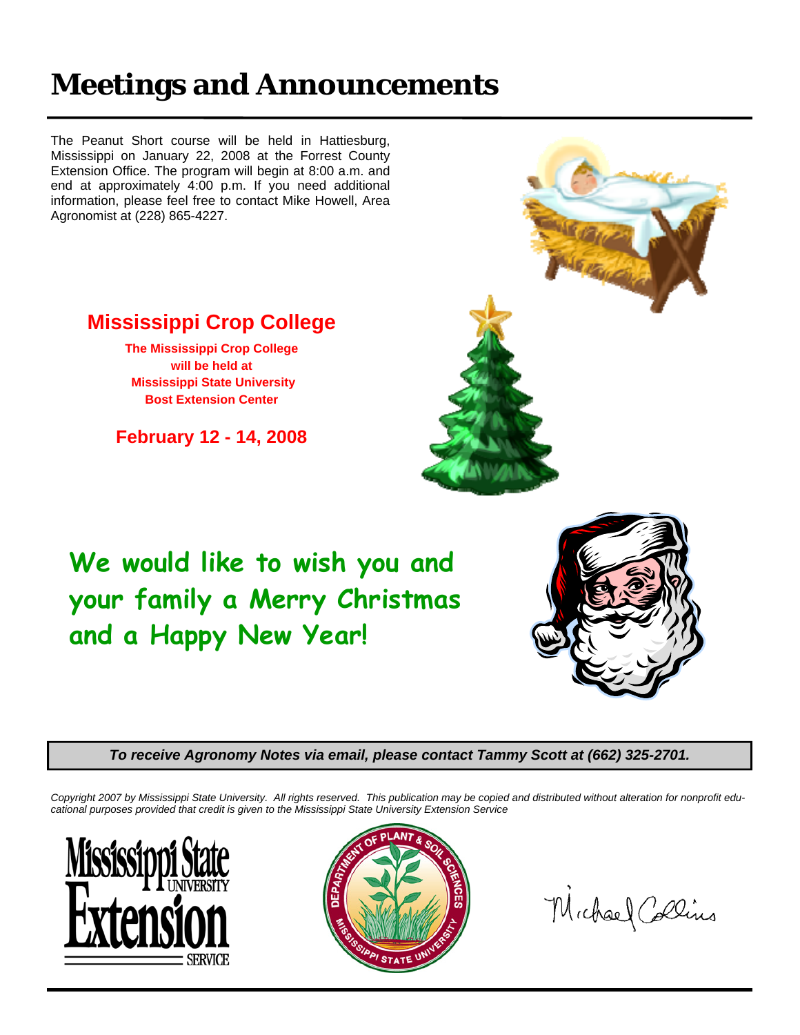# Meetings and Announcements

The Peanut Short course will be held in Hattiesburg, Mississippi on January 22, 2008 at the Forrest County Extension Office. The program will begin at 8:00 a.m. and end at approximately 4:00 p.m. If you need additional information, please feel free to contact Mike Howell, Area Agronomist at (228) 865-4227.

## Mississippi Crop College

**The Mississippi Crop College will be held at Mississippi State University Bost Extension Center**

**February 12 - 14, 2008**

**We would like to wish you and your family a Merry Christmas and a Happy New Year!**

***To receive Agronomy Notes via email, please contact Tammy Scott at (662) 325-2701.***

*Copyright 2007 by Mississippi State University. All rights reserved. This publication may be copied and distributed without alteration for nonprofit educational purposes provided that credit is given to the Mississippi State University Extension Service*

Mississippi State University Extension Service

Department of Plant & Soil Sciences, Mississippi State University

Michael Collins